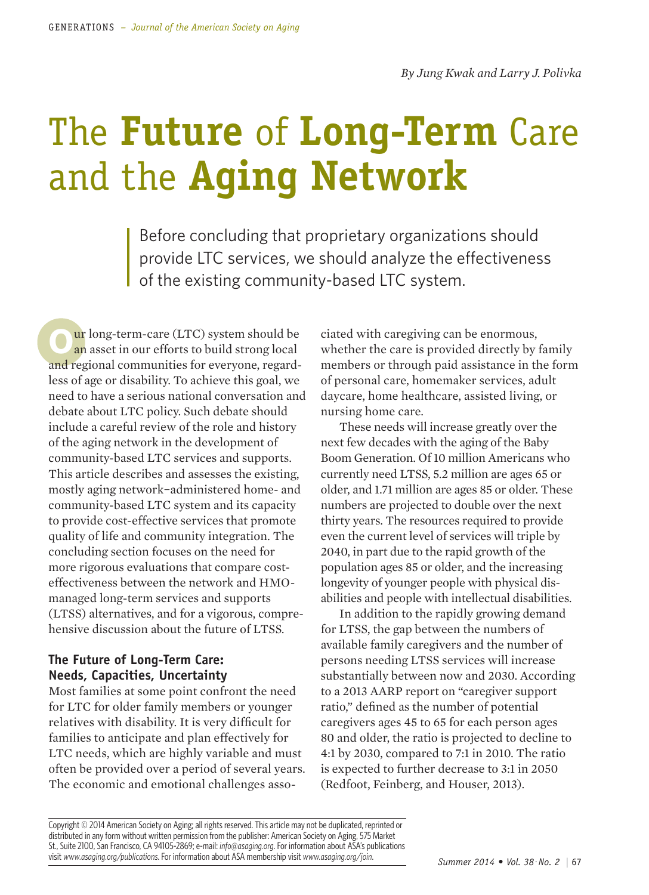By Jung Kwak and Larry J. Polivka

# The **Future** of **Long-Term** Care and the **Aging Network**

> Before concluding that proprietary organizations should provide LTC services, we should analyze the effectiveness of the existing community-based LTC system.

Our long-term-care (LTC) system should be an asset in our efforts to build strong local and regional communities for everyone, regardless of age or disability. To achieve this goal, we need to have a serious national conversation and debate about LTC policy. Such debate should include a careful review of the role and history of the aging network in the development of community-based LTC services and supports. This article describes and assesses the existing, mostly aging network–administered home- and community-based LTC system and its capacity to provide cost-effective services that promote quality of life and community integration. The concluding section focuses on the need for more rigorous evaluations that compare cost-effectiveness between the network and HMO-managed long-term services and supports (LTSS) alternatives, and for a vigorous, comprehensive discussion about the future of LTSS.

## The Future of Long-Term Care: Needs, Capacities, Uncertainty

Most families at some point confront the need for LTC for older family members or younger relatives with disability. It is very difficult for families to anticipate and plan effectively for LTC needs, which are highly variable and must often be provided over a period of several years. The economic and emotional challenges associated with caregiving can be enormous, whether the care is provided directly by family members or through paid assistance in the form of personal care, homemaker services, adult daycare, home healthcare, assisted living, or nursing home care.

These needs will increase greatly over the next few decades with the aging of the Baby Boom Generation. Of 10 million Americans who currently need LTSS, 5.2 million are ages 65 or older, and 1.71 million are ages 85 or older. These numbers are projected to double over the next thirty years. The resources required to provide even the current level of services will triple by 2040, in part due to the rapid growth of the population ages 85 or older, and the increasing longevity of younger people with physical disabilities and people with intellectual disabilities.

In addition to the rapidly growing demand for LTSS, the gap between the numbers of available family caregivers and the number of persons needing LTSS services will increase substantially between now and 2030. According to a 2013 AARP report on "caregiver support ratio," defined as the number of potential caregivers ages 45 to 65 for each person ages 80 and older, the ratio is projected to decline to 4:1 by 2030, compared to 7:1 in 2010. The ratio is expected to further decrease to 3:1 in 2050 (Redfoot, Feinberg, and Houser, 2013).

Copyright © 2014 American Society on Aging; all rights reserved. This article may not be duplicated, reprinted or distributed in any form without written permission from the publisher: American Society on Aging, 575 Market St., Suite 2100, San Francisco, CA 94105-2869; e-mail: *info@asaging.org*. For information about ASA's publications visit *www.asaging.org/publications*. For information about ASA membership visit *www.asaging.org/join*.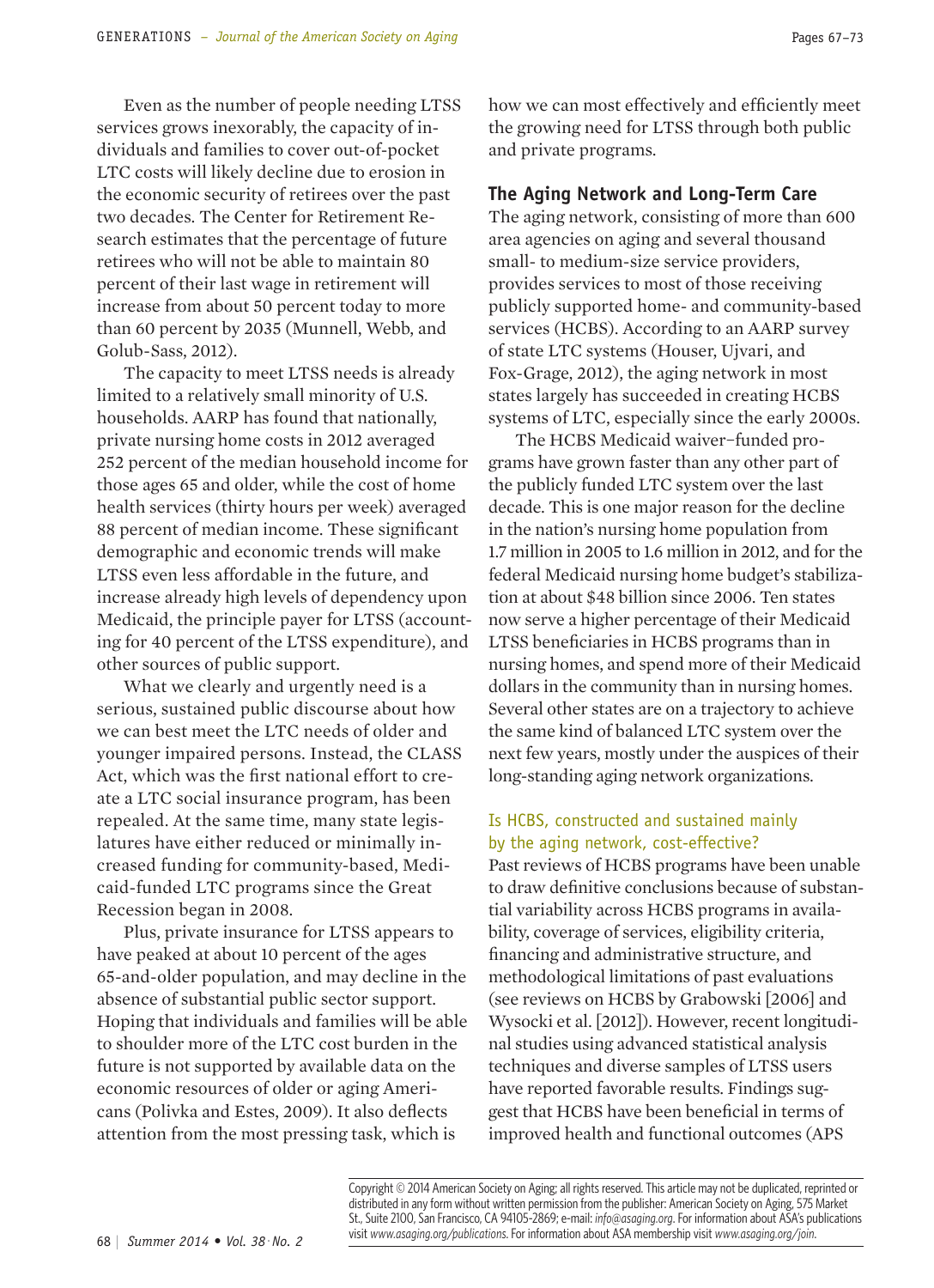Even as the number of people needing LTSS services grows inexorably, the capacity of individuals and families to cover out-of-pocket LTC costs will likely decline due to erosion in the economic security of retirees over the past two decades. The Center for Retirement Research estimates that the percentage of future retirees who will not be able to maintain 80 percent of their last wage in retirement will increase from about 50 percent today to more than 60 percent by 2035 (Munnell, Webb, and Golub-Sass, 2012).

The capacity to meet LTSS needs is already limited to a relatively small minority of U.S. households. AARP has found that nationally, private nursing home costs in 2012 averaged 252 percent of the median household income for those ages 65 and older, while the cost of home health services (thirty hours per week) averaged 88 percent of median income. These significant demographic and economic trends will make LTSS even less affordable in the future, and increase already high levels of dependency upon Medicaid, the principle payer for LTSS (accounting for 40 percent of the LTSS expenditure), and other sources of public support.

What we clearly and urgently need is a serious, sustained public discourse about how we can best meet the LTC needs of older and younger impaired persons. Instead, the CLASS Act, which was the first national effort to create a LTC social insurance program, has been repealed. At the same time, many state legislatures have either reduced or minimally increased funding for community-based, Medicaid-funded LTC programs since the Great Recession began in 2008.

Plus, private insurance for LTSS appears to have peaked at about 10 percent of the ages 65-and-older population, and may decline in the absence of substantial public sector support. Hoping that individuals and families will be able to shoulder more of the LTC cost burden in the future is not supported by available data on the economic resources of older or aging Americans (Polivka and Estes, 2009). It also deflects attention from the most pressing task, which is how we can most effectively and efficiently meet the growing need for LTSS through both public and private programs.

## The Aging Network and Long-Term Care

The aging network, consisting of more than 600 area agencies on aging and several thousand small- to medium-size service providers, provides services to most of those receiving publicly supported home- and community-based services (HCBS). According to an AARP survey of state LTC systems (Houser, Ujvari, and Fox-Grage, 2012), the aging network in most states largely has succeeded in creating HCBS systems of LTC, especially since the early 2000s.

The HCBS Medicaid waiver–funded programs have grown faster than any other part of the publicly funded LTC system over the last decade. This is one major reason for the decline in the nation's nursing home population from 1.7 million in 2005 to 1.6 million in 2012, and for the federal Medicaid nursing home budget's stabilization at about $48 billion since 2006. Ten states now serve a higher percentage of their Medicaid LTSS beneficiaries in HCBS programs than in nursing homes, and spend more of their Medicaid dollars in the community than in nursing homes. Several other states are on a trajectory to achieve the same kind of balanced LTC system over the next few years, mostly under the auspices of their long-standing aging network organizations.

### Is HCBS, constructed and sustained mainly by the aging network, cost-effective?

Past reviews of HCBS programs have been unable to draw definitive conclusions because of substantial variability across HCBS programs in availability, coverage of services, eligibility criteria, financing and administrative structure, and methodological limitations of past evaluations (see reviews on HCBS by Grabowski [2006] and Wysocki et al. [2012]). However, recent longitudinal studies using advanced statistical analysis techniques and diverse samples of LTSS users have reported favorable results. Findings suggest that HCBS have been beneficial in terms of improved health and functional outcomes (APS

Copyright © 2014 American Society on Aging; all rights reserved. This article may not be duplicated, reprinted or distributed in any form without written permission from the publisher: American Society on Aging, 575 Market St., Suite 2100, San Francisco, CA 94105-2869; e-mail: *info@asaging.org*. For information about ASA's publications visit *www.asaging.org/publications*. For information about ASA membership visit *www.asaging.org/join*.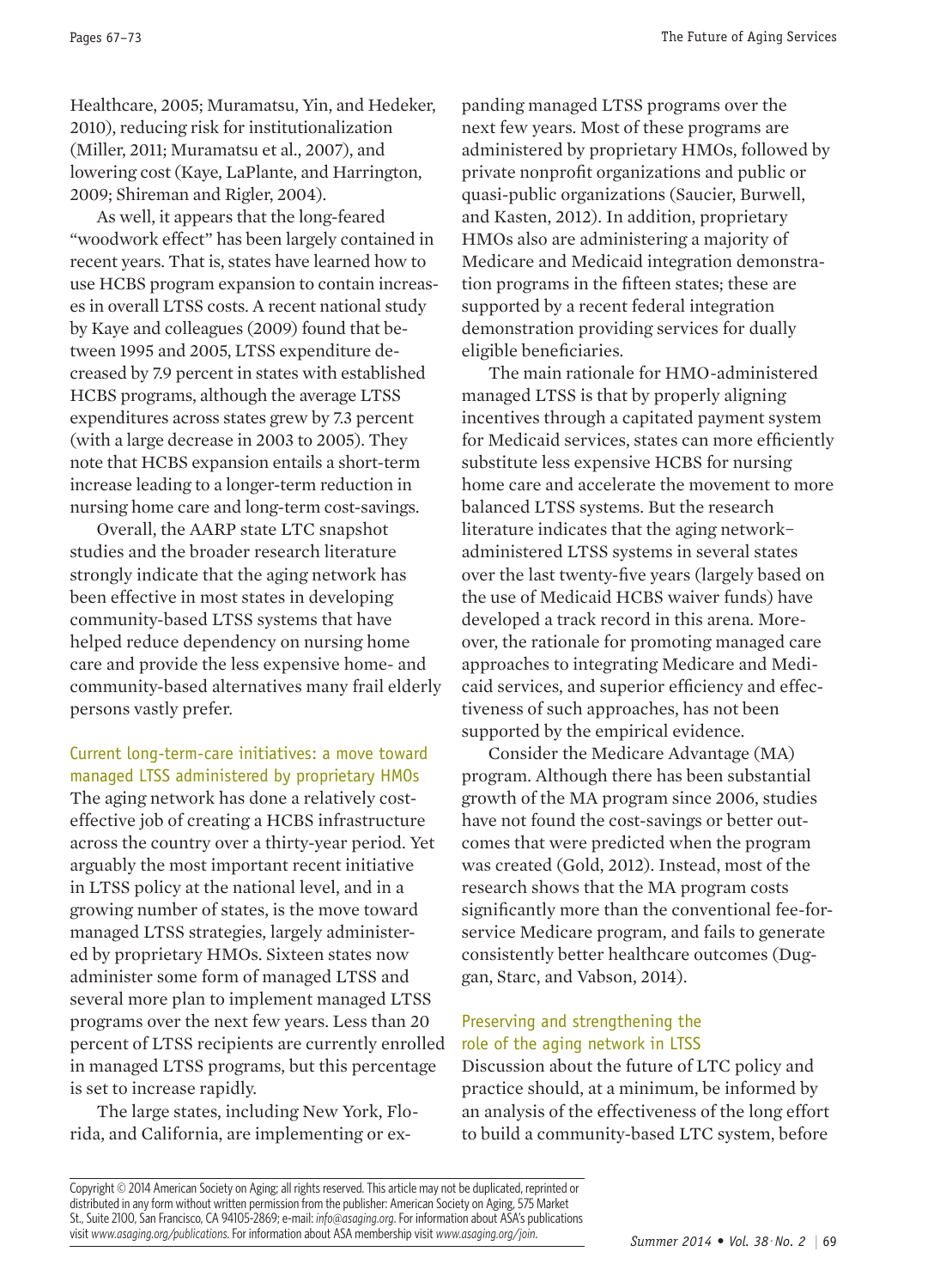Healthcare, 2005; Muramatsu, Yin, and Hedeker, 2010), reducing risk for institutionalization (Miller, 2011; Muramatsu et al., 2007), and lowering cost (Kaye, LaPlante, and Harrington, 2009; Shireman and Rigler, 2004).

As well, it appears that the long-feared "woodwork effect" has been largely contained in recent years. That is, states have learned how to use HCBS program expansion to contain increases in overall LTSS costs. A recent national study by Kaye and colleagues (2009) found that between 1995 and 2005, LTSS expenditure decreased by 7.9 percent in states with established HCBS programs, although the average LTSS expenditures across states grew by 7.3 percent (with a large decrease in 2003 to 2005). They note that HCBS expansion entails a short-term increase leading to a longer-term reduction in nursing home care and long-term cost-savings.

Overall, the AARP state LTC snapshot studies and the broader research literature strongly indicate that the aging network has been effective in most states in developing community-based LTSS systems that have helped reduce dependency on nursing home care and provide the less expensive home- and community-based alternatives many frail elderly persons vastly prefer.

## Current long-term-care initiatives: a move toward managed LTSS administered by proprietary HMOs

The aging network has done a relatively cost-effective job of creating a HCBS infrastructure across the country over a thirty-year period. Yet arguably the most important recent initiative in LTSS policy at the national level, and in a growing number of states, is the move toward managed LTSS strategies, largely administered by proprietary HMOs. Sixteen states now administer some form of managed LTSS and several more plan to implement managed LTSS programs over the next few years. Less than 20 percent of LTSS recipients are currently enrolled in managed LTSS programs, but this percentage is set to increase rapidly.

The large states, including New York, Florida, and California, are implementing or expanding managed LTSS programs over the next few years. Most of these programs are administered by proprietary HMOs, followed by private nonprofit organizations and public or quasi-public organizations (Saucier, Burwell, and Kasten, 2012). In addition, proprietary HMOs also are administering a majority of Medicare and Medicaid integration demonstration programs in the fifteen states; these are supported by a recent federal integration demonstration providing services for dually eligible beneficiaries.

The main rationale for HMO-administered managed LTSS is that by properly aligning incentives through a capitated payment system for Medicaid services, states can more efficiently substitute less expensive HCBS for nursing home care and accelerate the movement to more balanced LTSS systems. But the research literature indicates that the aging network–administered LTSS systems in several states over the last twenty-five years (largely based on the use of Medicaid HCBS waiver funds) have developed a track record in this arena. Moreover, the rationale for promoting managed care approaches to integrating Medicare and Medicaid services, and superior efficiency and effectiveness of such approaches, has not been supported by the empirical evidence.

Consider the Medicare Advantage (MA) program. Although there has been substantial growth of the MA program since 2006, studies have not found the cost-savings or better outcomes that were predicted when the program was created (Gold, 2012). Instead, most of the research shows that the MA program costs significantly more than the conventional fee-for-service Medicare program, and fails to generate consistently better healthcare outcomes (Duggan, Starc, and Vabson, 2014).

## Preserving and strengthening the role of the aging network in LTSS

Discussion about the future of LTC policy and practice should, at a minimum, be informed by an analysis of the effectiveness of the long effort to build a community-based LTC system, before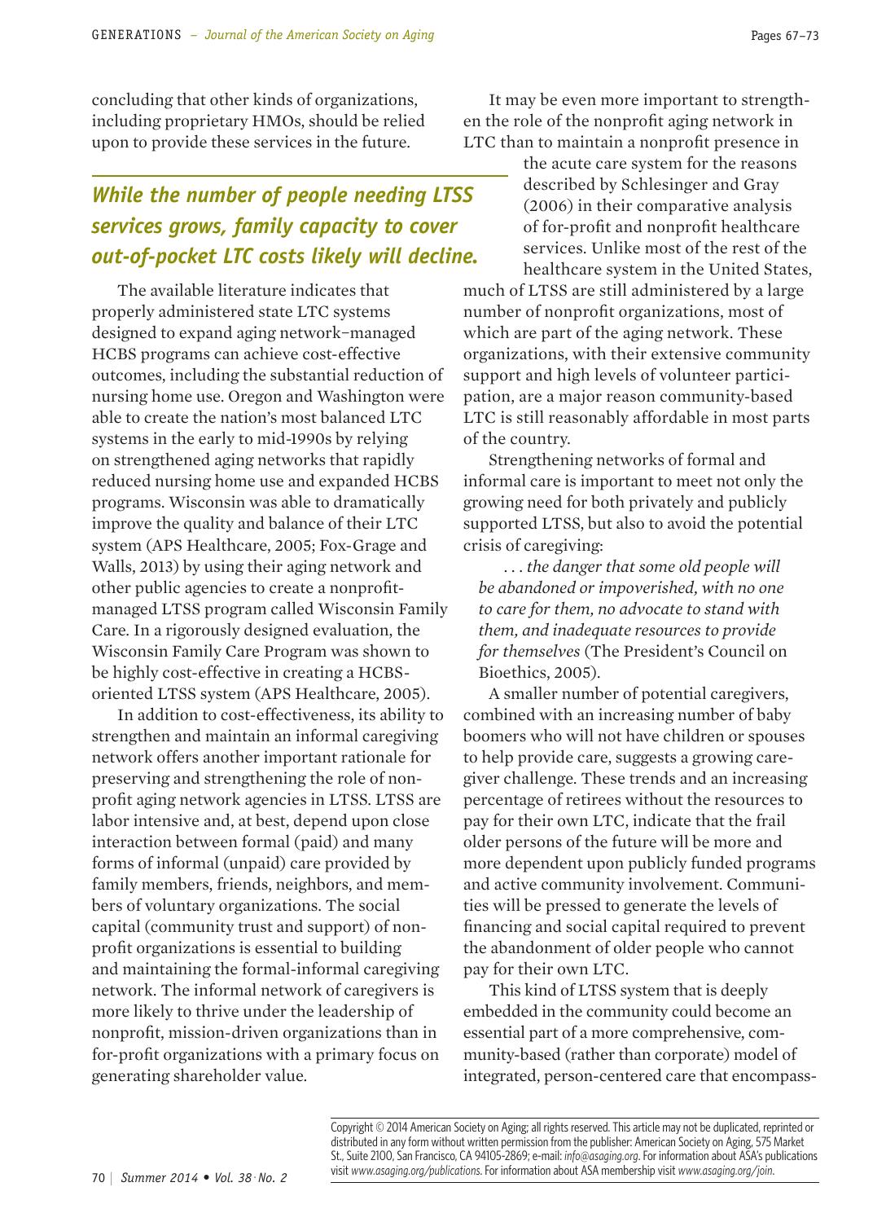concluding that other kinds of organizations, including proprietary HMOs, should be relied upon to provide these services in the future.

***While the number of people needing LTSS services grows, family capacity to cover out-of-pocket LTC costs likely will decline.***

The available literature indicates that properly administered state LTC systems designed to expand aging network–managed HCBS programs can achieve cost-effective outcomes, including the substantial reduction of nursing home use. Oregon and Washington were able to create the nation's most balanced LTC systems in the early to mid-1990s by relying on strengthened aging networks that rapidly reduced nursing home use and expanded HCBS programs. Wisconsin was able to dramatically improve the quality and balance of their LTC system (APS Healthcare, 2005; Fox-Grage and Walls, 2013) by using their aging network and other public agencies to create a nonprofit-managed LTSS program called Wisconsin Family Care. In a rigorously designed evaluation, the Wisconsin Family Care Program was shown to be highly cost-effective in creating a HCBS-oriented LTSS system (APS Healthcare, 2005).

In addition to cost-effectiveness, its ability to strengthen and maintain an informal caregiving network offers another important rationale for preserving and strengthening the role of nonprofit aging network agencies in LTSS. LTSS are labor intensive and, at best, depend upon close interaction between formal (paid) and many forms of informal (unpaid) care provided by family members, friends, neighbors, and members of voluntary organizations. The social capital (community trust and support) of nonprofit organizations is essential to building and maintaining the formal-informal caregiving network. The informal network of caregivers is more likely to thrive under the leadership of nonprofit, mission-driven organizations than in for-profit organizations with a primary focus on generating shareholder value.

It may be even more important to strengthen the role of the nonprofit aging network in LTC than to maintain a nonprofit presence in the acute care system for the reasons described by Schlesinger and Gray (2006) in their comparative analysis of for-profit and nonprofit healthcare services. Unlike most of the rest of the healthcare system in the United States, much of LTSS are still administered by a large number of nonprofit organizations, most of which are part of the aging network. These organizations, with their extensive community support and high levels of volunteer participation, are a major reason community-based LTC is still reasonably affordable in most parts of the country.

Strengthening networks of formal and informal care is important to meet not only the growing need for both privately and publicly supported LTSS, but also to avoid the potential crisis of caregiving:

> *. . . the danger that some old people will be abandoned or impoverished, with no one to care for them, no advocate to stand with them, and inadequate resources to provide for themselves* (The President's Council on Bioethics, 2005).

A smaller number of potential caregivers, combined with an increasing number of baby boomers who will not have children or spouses to help provide care, suggests a growing caregiver challenge. These trends and an increasing percentage of retirees without the resources to pay for their own LTC, indicate that the frail older persons of the future will be more and more dependent upon publicly funded programs and active community involvement. Communities will be pressed to generate the levels of financing and social capital required to prevent the abandonment of older people who cannot pay for their own LTC.

This kind of LTSS system that is deeply embedded in the community could become an essential part of a more comprehensive, community-based (rather than corporate) model of integrated, person-centered care that encompass-

Copyright © 2014 American Society on Aging; all rights reserved. This article may not be duplicated, reprinted or distributed in any form without written permission from the publisher: American Society on Aging, 575 Market St., Suite 2100, San Francisco, CA 94105-2869; e-mail: *info@asaging.org*. For information about ASA's publications visit *www.asaging.org/publications*. For information about ASA membership visit *www.asaging.org/join*.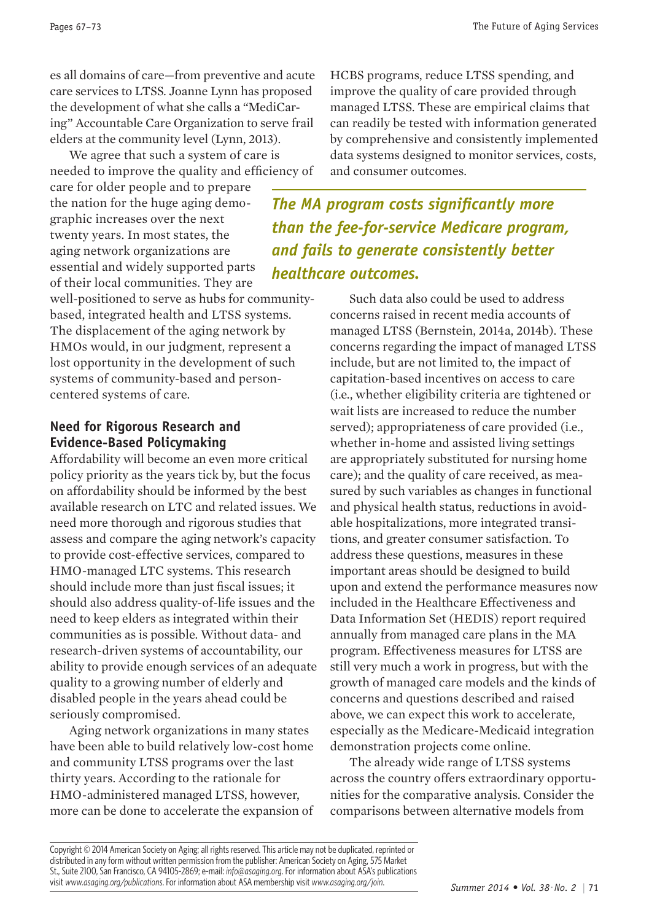es all domains of care—from preventive and acute care services to LTSS. Joanne Lynn has proposed the development of what she calls a "MediCaring" Accountable Care Organization to serve frail elders at the community level (Lynn, 2013).

We agree that such a system of care is needed to improve the quality and efficiency of care for older people and to prepare the nation for the huge aging demographic increases over the next twenty years. In most states, the aging network organizations are essential and widely supported parts of their local communities. They are well-positioned to serve as hubs for community-based, integrated health and LTSS systems. The displacement of the aging network by HMOs would, in our judgment, represent a lost opportunity in the development of such systems of community-based and person-centered systems of care.

## Need for Rigorous Research and Evidence-Based Policymaking

Affordability will become an even more critical policy priority as the years tick by, but the focus on affordability should be informed by the best available research on LTC and related issues. We need more thorough and rigorous studies that assess and compare the aging network's capacity to provide cost-effective services, compared to HMO-managed LTC systems. This research should include more than just fiscal issues; it should also address quality-of-life issues and the need to keep elders as integrated within their communities as is possible. Without data- and research-driven systems of accountability, our ability to provide enough services of an adequate quality to a growing number of elderly and disabled people in the years ahead could be seriously compromised.

Aging network organizations in many states have been able to build relatively low-cost home and community LTSS programs over the last thirty years. According to the rationale for HMO-administered managed LTSS, however, more can be done to accelerate the expansion of HCBS programs, reduce LTSS spending, and improve the quality of care provided through managed LTSS. These are empirical claims that can readily be tested with information generated by comprehensive and consistently implemented data systems designed to monitor services, costs, and consumer outcomes.

***The MA program costs significantly more than the fee-for-service Medicare program, and fails to generate consistently better healthcare outcomes.***

Such data also could be used to address concerns raised in recent media accounts of managed LTSS (Bernstein, 2014a, 2014b). These concerns regarding the impact of managed LTSS include, but are not limited to, the impact of capitation-based incentives on access to care (i.e., whether eligibility criteria are tightened or wait lists are increased to reduce the number served); appropriateness of care provided (i.e., whether in-home and assisted living settings are appropriately substituted for nursing home care); and the quality of care received, as measured by such variables as changes in functional and physical health status, reductions in avoidable hospitalizations, more integrated transitions, and greater consumer satisfaction. To address these questions, measures in these important areas should be designed to build upon and extend the performance measures now included in the Healthcare Effectiveness and Data Information Set (HEDIS) report required annually from managed care plans in the MA program. Effectiveness measures for LTSS are still very much a work in progress, but with the growth of managed care models and the kinds of concerns and questions described and raised above, we can expect this work to accelerate, especially as the Medicare-Medicaid integration demonstration projects come online.

The already wide range of LTSS systems across the country offers extraordinary opportunities for the comparative analysis. Consider the comparisons between alternative models from

Copyright © 2014 American Society on Aging; all rights reserved. This article may not be duplicated, reprinted or distributed in any form without written permission from the publisher: American Society on Aging, 575 Market St., Suite 2100, San Francisco, CA 94105-2869; e-mail: *info@asaging.org*. For information about ASA's publications visit *www.asaging.org/publications*. For information about ASA membership visit *www.asaging.org/join*.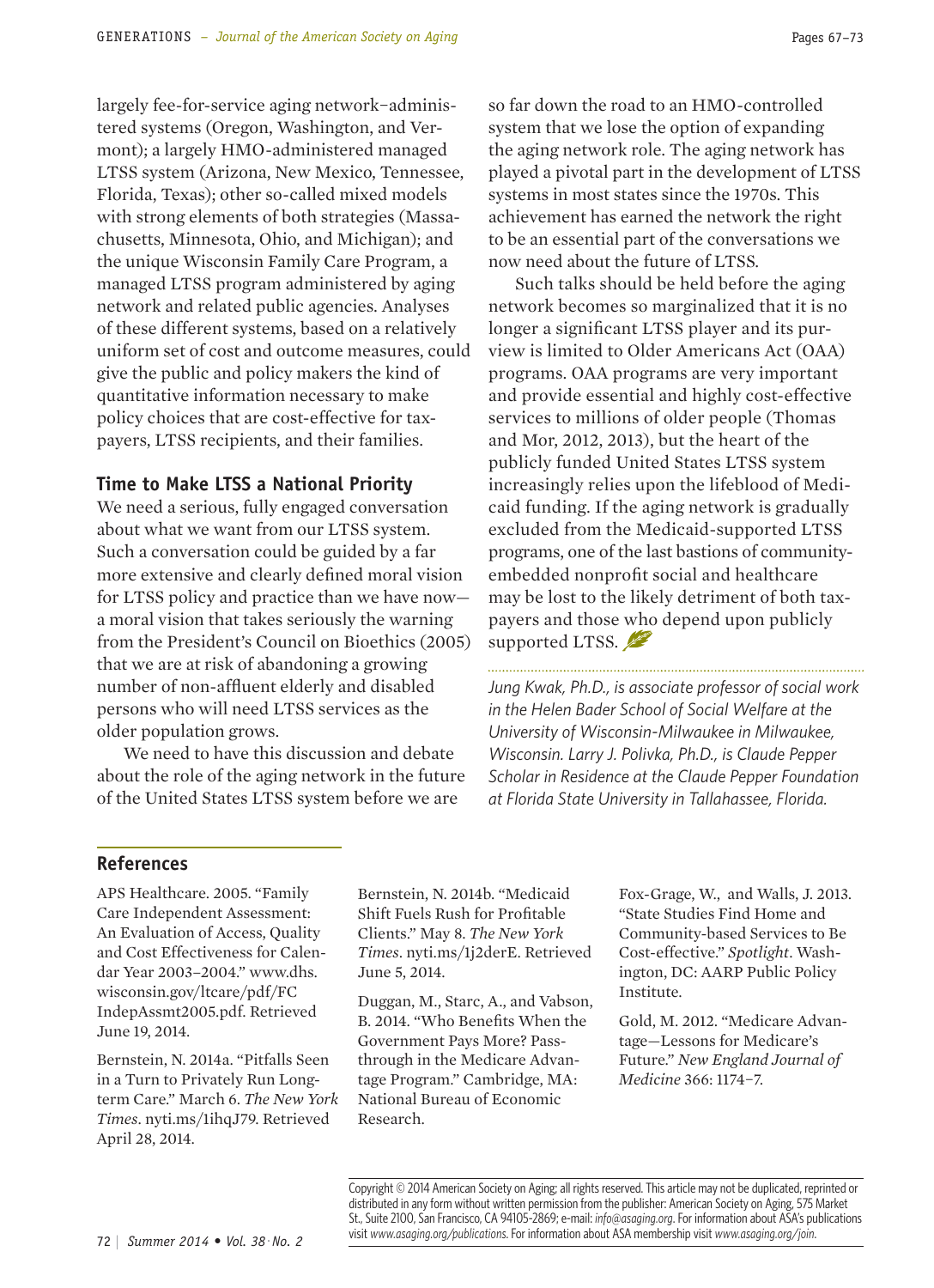largely fee-for-service aging network–administered systems (Oregon, Washington, and Vermont); a largely HMO-administered managed LTSS system (Arizona, New Mexico, Tennessee, Florida, Texas); other so-called mixed models with strong elements of both strategies (Massachusetts, Minnesota, Ohio, and Michigan); and the unique Wisconsin Family Care Program, a managed LTSS program administered by aging network and related public agencies. Analyses of these different systems, based on a relatively uniform set of cost and outcome measures, could give the public and policy makers the kind of quantitative information necessary to make policy choices that are cost-effective for taxpayers, LTSS recipients, and their families.

## Time to Make LTSS a National Priority

We need a serious, fully engaged conversation about what we want from our LTSS system. Such a conversation could be guided by a far more extensive and clearly defined moral vision for LTSS policy and practice than we have now—a moral vision that takes seriously the warning from the President's Council on Bioethics (2005) that we are at risk of abandoning a growing number of non-affluent elderly and disabled persons who will need LTSS services as the older population grows.

We need to have this discussion and debate about the role of the aging network in the future of the United States LTSS system before we are so far down the road to an HMO-controlled system that we lose the option of expanding the aging network role. The aging network has played a pivotal part in the development of LTSS systems in most states since the 1970s. This achievement has earned the network the right to be an essential part of the conversations we now need about the future of LTSS.

Such talks should be held before the aging network becomes so marginalized that it is no longer a significant LTSS player and its purview is limited to Older Americans Act (OAA) programs. OAA programs are very important and provide essential and highly cost-effective services to millions of older people (Thomas and Mor, 2012, 2013), but the heart of the publicly funded United States LTSS system increasingly relies upon the lifeblood of Medicaid funding. If the aging network is gradually excluded from the Medicaid-supported LTSS programs, one of the last bastions of community-embedded nonprofit social and healthcare may be lost to the likely detriment of both taxpayers and those who depend upon publicly supported LTSS.

*Jung Kwak, Ph.D., is associate professor of social work in the Helen Bader School of Social Welfare at the University of Wisconsin-Milwaukee in Milwaukee, Wisconsin. Larry J. Polivka, Ph.D., is Claude Pepper Scholar in Residence at the Claude Pepper Foundation at Florida State University in Tallahassee, Florida.*

## References

APS Healthcare. 2005. "Family Care Independent Assessment: An Evaluation of Access, Quality and Cost Effectiveness for Calendar Year 2003–2004." www.dhs.wisconsin.gov/ltcare/pdf/FCIndepAssmt2005.pdf. Retrieved June 19, 2014.

Bernstein, N. 2014a. "Pitfalls Seen in a Turn to Privately Run Long-term Care." March 6. *The New York Times*. nyti.ms/1ihqJ79. Retrieved April 28, 2014.

Bernstein, N. 2014b. "Medicaid Shift Fuels Rush for Profitable Clients." May 8. *The New York Times*. nyti.ms/1j2derE. Retrieved June 5, 2014.

Duggan, M., Starc, A., and Vabson, B. 2014. "Who Benefits When the Government Pays More? Pass-through in the Medicare Advantage Program." Cambridge, MA: National Bureau of Economic Research.

Fox-Grage, W., and Walls, J. 2013. "State Studies Find Home and Community-based Services to Be Cost-effective." *Spotlight*. Washington, DC: AARP Public Policy Institute.

Gold, M. 2012. "Medicare Advantage—Lessons for Medicare's Future." *New England Journal of Medicine* 366: 1174–7.

Copyright © 2014 American Society on Aging; all rights reserved. This article may not be duplicated, reprinted or distributed in any form without written permission from the publisher: American Society on Aging, 575 Market St., Suite 2100, San Francisco, CA 94105-2869; e-mail: *info@asaging.org*. For information about ASA's publications visit *www.asaging.org/publications*. For information about ASA membership visit *www.asaging.org/join*.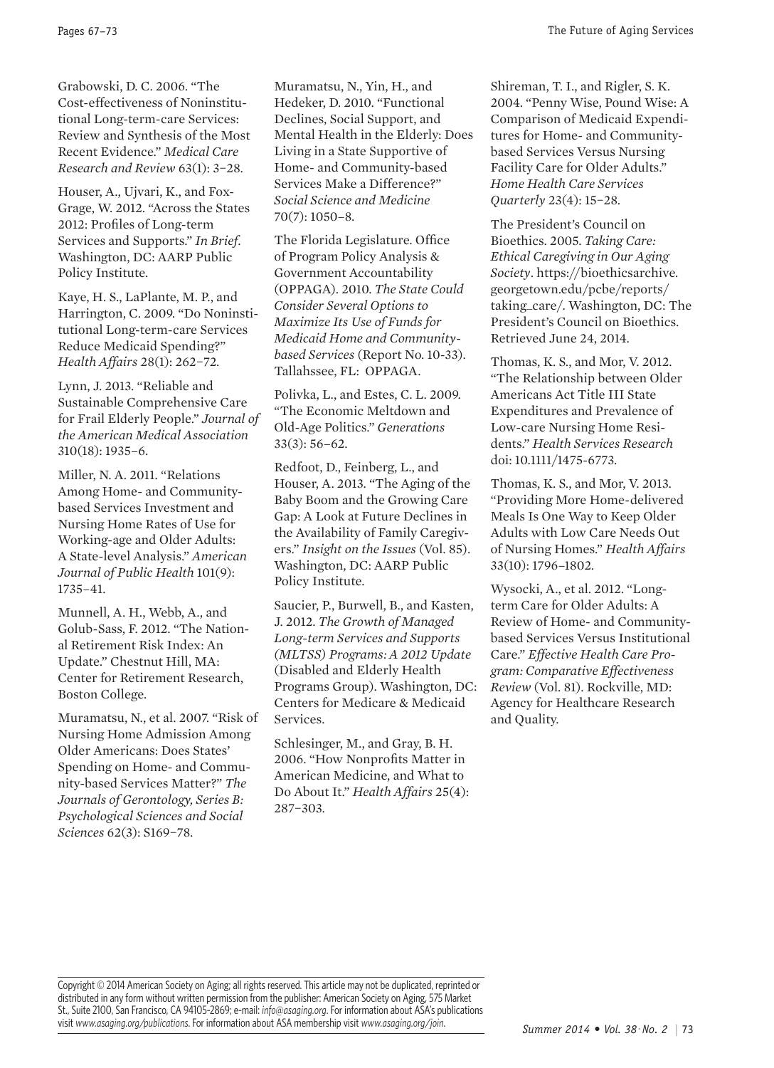Grabowski, D. C. 2006. "The Cost-effectiveness of Noninstitutional Long-term-care Services: Review and Synthesis of the Most Recent Evidence." *Medical Care Research and Review* 63(1): 3–28.

Houser, A., Ujvari, K., and Fox-Grage, W. 2012. "Across the States 2012: Profiles of Long-term Services and Supports." *In Brief*. Washington, DC: AARP Public Policy Institute.

Kaye, H. S., LaPlante, M. P., and Harrington, C. 2009. "Do Noninstitutional Long-term-care Services Reduce Medicaid Spending?" *Health Affairs* 28(1): 262–72.

Lynn, J. 2013. "Reliable and Sustainable Comprehensive Care for Frail Elderly People." *Journal of the American Medical Association* 310(18): 1935–6.

Miller, N. A. 2011. "Relations Among Home- and Community-based Services Investment and Nursing Home Rates of Use for Working-age and Older Adults: A State-level Analysis." *American Journal of Public Health* 101(9): 1735–41.

Munnell, A. H., Webb, A., and Golub-Sass, F. 2012. "The National Retirement Risk Index: An Update." Chestnut Hill, MA: Center for Retirement Research, Boston College.

Muramatsu, N., et al. 2007. "Risk of Nursing Home Admission Among Older Americans: Does States' Spending on Home- and Community-based Services Matter?" *The Journals of Gerontology, Series B: Psychological Sciences and Social Sciences* 62(3): S169–78.

Muramatsu, N., Yin, H., and Hedeker, D. 2010. "Functional Declines, Social Support, and Mental Health in the Elderly: Does Living in a State Supportive of Home- and Community-based Services Make a Difference?" *Social Science and Medicine* 70(7): 1050–8.

The Florida Legislature. Office of Program Policy Analysis & Government Accountability (OPPAGA). 2010. *The State Could Consider Several Options to Maximize Its Use of Funds for Medicaid Home and Community-based Services* (Report No. 10-33). Tallahssee, FL: OPPAGA.

Polivka, L., and Estes, C. L. 2009. "The Economic Meltdown and Old-Age Politics." *Generations* 33(3): 56–62.

Redfoot, D., Feinberg, L., and Houser, A. 2013. "The Aging of the Baby Boom and the Growing Care Gap: A Look at Future Declines in the Availability of Family Caregivers." *Insight on the Issues* (Vol. 85). Washington, DC: AARP Public Policy Institute.

Saucier, P., Burwell, B., and Kasten, J. 2012. *The Growth of Managed Long-term Services and Supports (MLTSS) Programs: A 2012 Update* (Disabled and Elderly Health Programs Group). Washington, DC: Centers for Medicare & Medicaid Services.

Schlesinger, M., and Gray, B. H. 2006. "How Nonprofits Matter in American Medicine, and What to Do About It." *Health Affairs* 25(4): 287–303.

Shireman, T. I., and Rigler, S. K. 2004. "Penny Wise, Pound Wise: A Comparison of Medicaid Expenditures for Home- and Community-based Services Versus Nursing Facility Care for Older Adults." *Home Health Care Services Quarterly* 23(4): 15–28.

The President's Council on Bioethics. 2005. *Taking Care: Ethical Caregiving in Our Aging Society*. https://bioethicsarchive.georgetown.edu/pcbe/reports/taking_care/. Washington, DC: The President's Council on Bioethics. Retrieved June 24, 2014.

Thomas, K. S., and Mor, V. 2012. "The Relationship between Older Americans Act Title III State Expenditures and Prevalence of Low-care Nursing Home Residents." *Health Services Research* doi: 10.1111/1475-6773.

Thomas, K. S., and Mor, V. 2013. "Providing More Home-delivered Meals Is One Way to Keep Older Adults with Low Care Needs Out of Nursing Homes." *Health Affairs* 33(10): 1796–1802.

Wysocki, A., et al. 2012. "Long-term Care for Older Adults: A Review of Home- and Community-based Services Versus Institutional Care." *Effective Health Care Program: Comparative Effectiveness Review* (Vol. 81). Rockville, MD: Agency for Healthcare Research and Quality.

Copyright © 2014 American Society on Aging; all rights reserved. This article may not be duplicated, reprinted or distributed in any form without written permission from the publisher: American Society on Aging, 575 Market St., Suite 2100, San Francisco, CA 94105-2869; e-mail: *info@asaging.org*. For information about ASA's publications visit *www.asaging.org/publications*. For information about ASA membership visit *www.asaging.org/join*.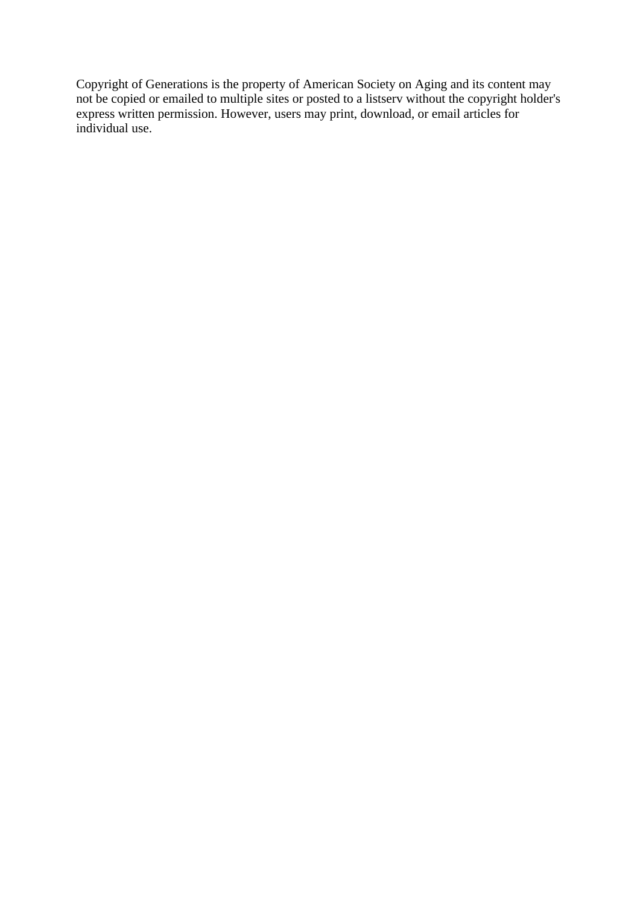Copyright of Generations is the property of American Society on Aging and its content may not be copied or emailed to multiple sites or posted to a listserv without the copyright holder's express written permission. However, users may print, download, or email articles for individual use.